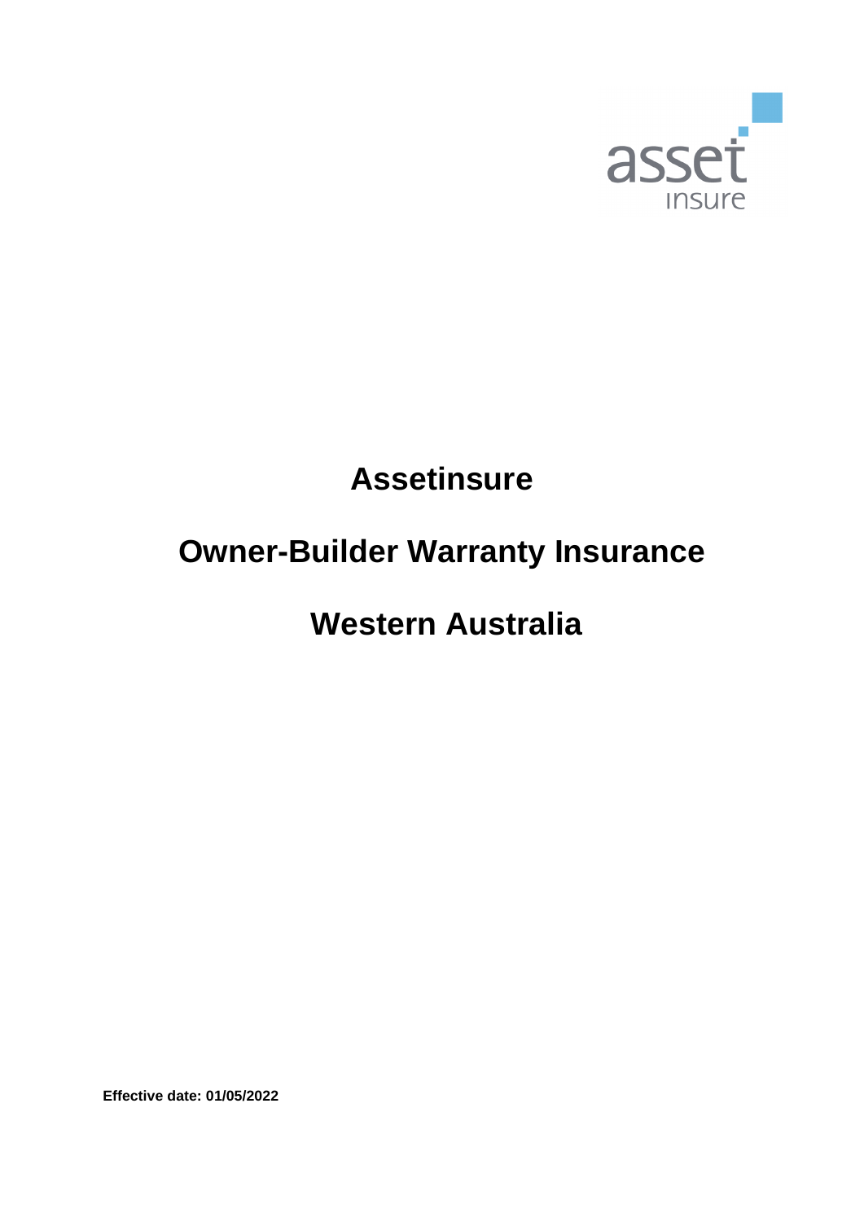# Assetinsure

# Owner-Builder Warranty Insurance

# Western Australia

**Effective date: 01/05/2022**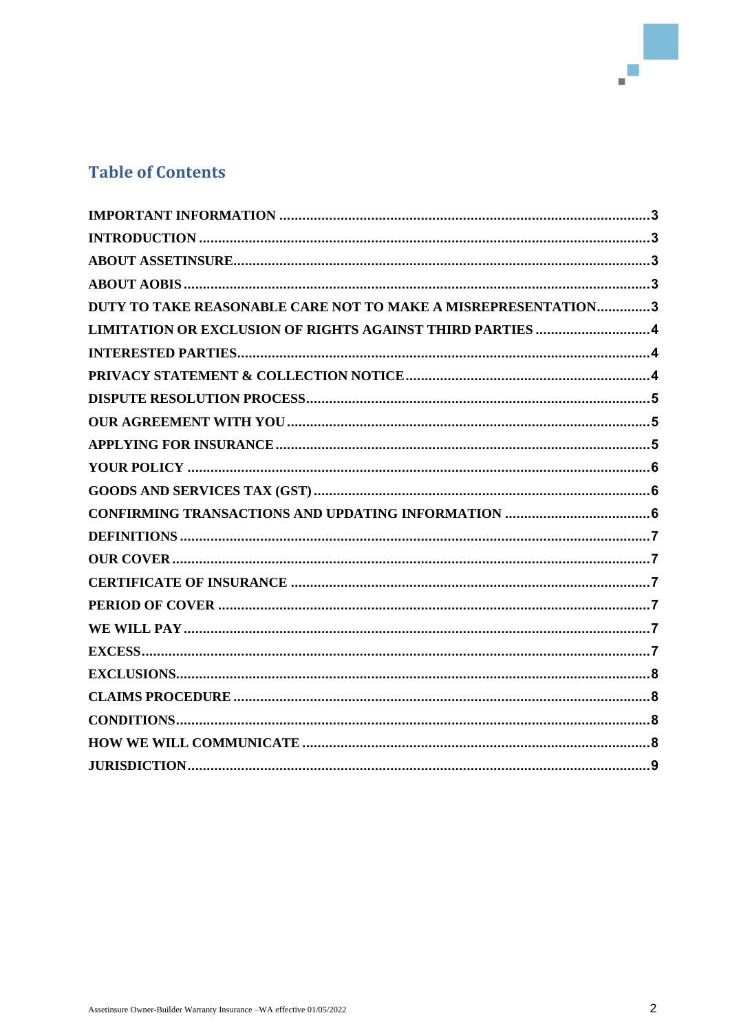## Table of Contents

IMPORTANT INFORMATION ..... 3
INTRODUCTION ..... 3
ABOUT ASSETINSURE ..... 3
ABOUT AOBIS ..... 3
DUTY TO TAKE REASONABLE CARE NOT TO MAKE A MISREPRESENTATION ..... 3
LIMITATION OR EXCLUSION OF RIGHTS AGAINST THIRD PARTIES ..... 4
INTERESTED PARTIES ..... 4
PRIVACY STATEMENT & COLLECTION NOTICE ..... 4
DISPUTE RESOLUTION PROCESS ..... 5
OUR AGREEMENT WITH YOU ..... 5
APPLYING FOR INSURANCE ..... 5
YOUR POLICY ..... 6
GOODS AND SERVICES TAX (GST) ..... 6
CONFIRMING TRANSACTIONS AND UPDATING INFORMATION ..... 6
DEFINITIONS ..... 7
OUR COVER ..... 7
CERTIFICATE OF INSURANCE ..... 7
PERIOD OF COVER ..... 7
WE WILL PAY ..... 7
EXCESS ..... 7
EXCLUSIONS ..... 8
CLAIMS PROCEDURE ..... 8
CONDITIONS ..... 8
HOW WE WILL COMMUNICATE ..... 8
JURISDICTION ..... 9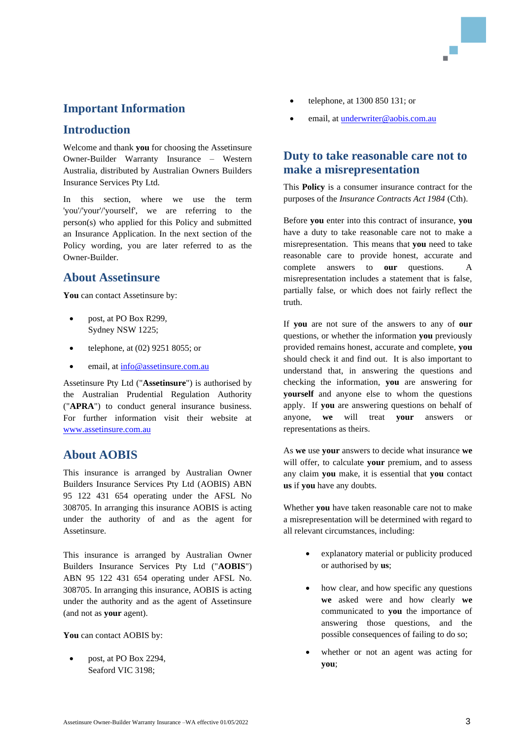# Important Information

## Introduction

Welcome and thank **you** for choosing the Assetinsure Owner-Builder Warranty Insurance – Western Australia, distributed by Australian Owners Builders Insurance Services Pty Ltd.

In this section, where we use the term 'you'/'your'/'yourself', we are referring to the person(s) who applied for this Policy and submitted an Insurance Application. In the next section of the Policy wording, you are later referred to as the Owner-Builder.

## About Assetinsure

**You** can contact Assetinsure by:

- post, at PO Box R299, Sydney NSW 1225;
- telephone, at (02) 9251 8055; or
- email, at info@assetinsure.com.au

Assetinsure Pty Ltd ("**Assetinsure**") is authorised by the Australian Prudential Regulation Authority ("**APRA**") to conduct general insurance business. For further information visit their website at www.assetinsure.com.au

## About AOBIS

This insurance is arranged by Australian Owner Builders Insurance Services Pty Ltd (AOBIS) ABN 95 122 431 654 operating under the AFSL No 308705. In arranging this insurance AOBIS is acting under the authority of and as the agent for Assetinsure.

This insurance is arranged by Australian Owner Builders Insurance Services Pty Ltd ("**AOBIS**") ABN 95 122 431 654 operating under AFSL No. 308705. In arranging this insurance, AOBIS is acting under the authority and as the agent of Assetinsure (and not as **your** agent).

**You** can contact AOBIS by:

- post, at PO Box 2294, Seaford VIC 3198;
- telephone, at 1300 850 131; or
- email, at underwriter@aobis.com.au

## Duty to take reasonable care not to make a misrepresentation

This **Policy** is a consumer insurance contract for the purposes of the *Insurance Contracts Act 1984* (Cth).

Before **you** enter into this contract of insurance, **you** have a duty to take reasonable care not to make a misrepresentation. This means that **you** need to take reasonable care to provide honest, accurate and complete answers to **our** questions. A misrepresentation includes a statement that is false, partially false, or which does not fairly reflect the truth.

If **you** are not sure of the answers to any of **our** questions, or whether the information **you** previously provided remains honest, accurate and complete, **you** should check it and find out. It is also important to understand that, in answering the questions and checking the information, **you** are answering for **yourself** and anyone else to whom the questions apply. If **you** are answering questions on behalf of anyone, **we** will treat **your** answers or representations as theirs.

As **we** use **your** answers to decide what insurance **we** will offer, to calculate **your** premium, and to assess any claim **you** make, it is essential that **you** contact **us** if **you** have any doubts.

Whether **you** have taken reasonable care not to make a misrepresentation will be determined with regard to all relevant circumstances, including:

- explanatory material or publicity produced or authorised by **us**;
- how clear, and how specific any questions **we** asked were and how clearly **we** communicated to **you** the importance of answering those questions, and the possible consequences of failing to do so;
- whether or not an agent was acting for **you**;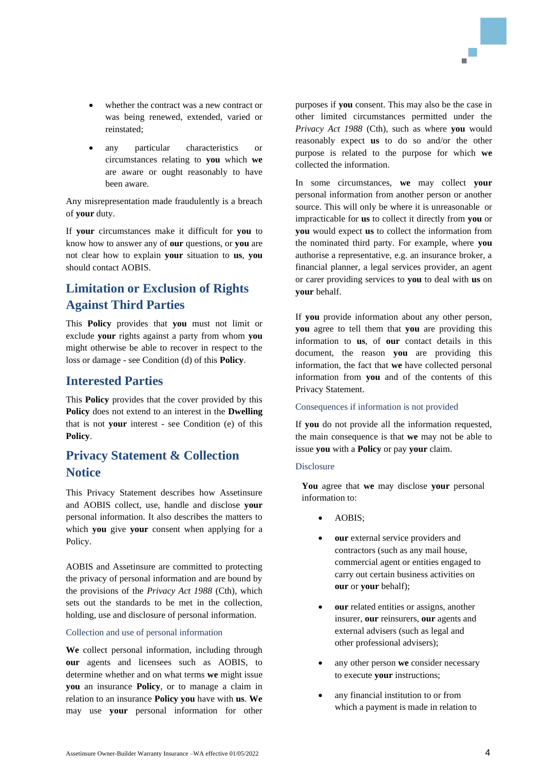- whether the contract was a new contract or was being renewed, extended, varied or reinstated;
- any particular characteristics or circumstances relating to **you** which **we** are aware or ought reasonably to have been aware.

Any misrepresentation made fraudulently is a breach of **your** duty.

If **your** circumstances make it difficult for **you** to know how to answer any of **our** questions, or **you** are not clear how to explain **your** situation to **us**, **you** should contact AOBIS.

## Limitation or Exclusion of Rights Against Third Parties

This **Policy** provides that **you** must not limit or exclude **your** rights against a party from whom **you** might otherwise be able to recover in respect to the loss or damage - see Condition (d) of this **Policy**.

## Interested Parties

This **Policy** provides that the cover provided by this **Policy** does not extend to an interest in the **Dwelling** that is not **your** interest - see Condition (e) of this **Policy**.

## Privacy Statement & Collection Notice

This Privacy Statement describes how Assetinsure and AOBIS collect, use, handle and disclose **your** personal information. It also describes the matters to which **you** give **your** consent when applying for a Policy.

AOBIS and Assetinsure are committed to protecting the privacy of personal information and are bound by the provisions of the *Privacy Act 1988* (Cth), which sets out the standards to be met in the collection, holding, use and disclosure of personal information.

### Collection and use of personal information

**We** collect personal information, including through **our** agents and licensees such as AOBIS, to determine whether and on what terms **we** might issue **you** an insurance **Policy**, or to manage a claim in relation to an insurance **Policy you** have with **us**. **We** may use **your** personal information for other purposes if **you** consent. This may also be the case in other limited circumstances permitted under the *Privacy Act 1988* (Cth), such as where **you** would reasonably expect **us** to do so and/or the other purpose is related to the purpose for which **we** collected the information.

In some circumstances, **we** may collect **your** personal information from another person or another source. This will only be where it is unreasonable or impracticable for **us** to collect it directly from **you** or **you** would expect **us** to collect the information from the nominated third party. For example, where **you** authorise a representative, e.g. an insurance broker, a financial planner, a legal services provider, an agent or carer providing services to **you** to deal with **us** on **your** behalf.

If **you** provide information about any other person, **you** agree to tell them that **you** are providing this information to **us**, of **our** contact details in this document, the reason **you** are providing this information, the fact that **we** have collected personal information from **you** and of the contents of this Privacy Statement.

### Consequences if information is not provided

If **you** do not provide all the information requested, the main consequence is that **we** may not be able to issue **you** with a **Policy** or pay **your** claim.

### Disclosure

**You** agree that **we** may disclose **your** personal information to:

- AOBIS;
- **our** external service providers and contractors (such as any mail house, commercial agent or entities engaged to carry out certain business activities on **our** or **your** behalf);
- **our** related entities or assigns, another insurer, **our** reinsurers, **our** agents and external advisers (such as legal and other professional advisers);
- any other person **we** consider necessary to execute **your** instructions;
- any financial institution to or from which a payment is made in relation to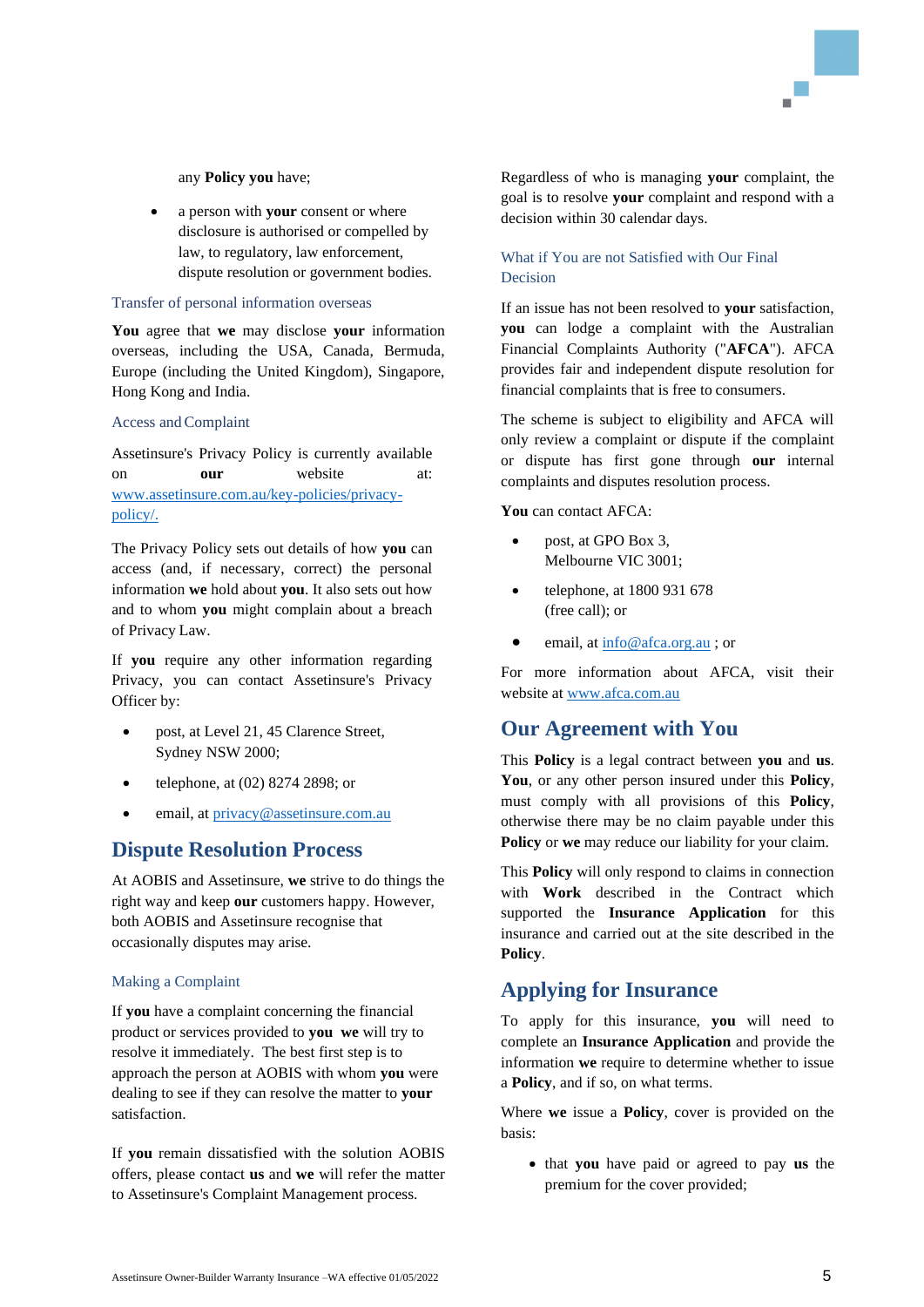any **Policy you** have;

- a person with **your** consent or where disclosure is authorised or compelled by law, to regulatory, law enforcement, dispute resolution or government bodies.

### Transfer of personal information overseas

**You** agree that **we** may disclose **your** information overseas, including the USA, Canada, Bermuda, Europe (including the United Kingdom), Singapore, Hong Kong and India.

### Access and Complaint

Assetinsure's Privacy Policy is currently available on **our** website at: www.assetinsure.com.au/key-policies/privacy-policy/.

The Privacy Policy sets out details of how **you** can access (and, if necessary, correct) the personal information **we** hold about **you**. It also sets out how and to whom **you** might complain about a breach of Privacy Law.

If **you** require any other information regarding Privacy, you can contact Assetinsure's Privacy Officer by:

- post, at Level 21, 45 Clarence Street, Sydney NSW 2000;
- telephone, at (02) 8274 2898; or
- email, at privacy@assetinsure.com.au

## Dispute Resolution Process

At AOBIS and Assetinsure, **we** strive to do things the right way and keep **our** customers happy. However, both AOBIS and Assetinsure recognise that occasionally disputes may arise.

### Making a Complaint

If **you** have a complaint concerning the financial product or services provided to **you** **we** will try to resolve it immediately. The best first step is to approach the person at AOBIS with whom **you** were dealing to see if they can resolve the matter to **your** satisfaction.

If **you** remain dissatisfied with the solution AOBIS offers, please contact **us** and **we** will refer the matter to Assetinsure's Complaint Management process.

Regardless of who is managing **your** complaint, the goal is to resolve **your** complaint and respond with a decision within 30 calendar days.

### What if You are not Satisfied with Our Final Decision

If an issue has not been resolved to **your** satisfaction, **you** can lodge a complaint with the Australian Financial Complaints Authority ("**AFCA**"). AFCA provides fair and independent dispute resolution for financial complaints that is free to consumers.

The scheme is subject to eligibility and AFCA will only review a complaint or dispute if the complaint or dispute has first gone through **our** internal complaints and disputes resolution process.

**You** can contact AFCA:

- post, at GPO Box 3, Melbourne VIC 3001;
- telephone, at 1800 931 678 (free call); or
- email, at info@afca.org.au ; or

For more information about AFCA, visit their website at www.afca.com.au

## Our Agreement with You

This **Policy** is a legal contract between **you** and **us**. **You**, or any other person insured under this **Policy**, must comply with all provisions of this **Policy**, otherwise there may be no claim payable under this **Policy** or **we** may reduce our liability for your claim.

This **Policy** will only respond to claims in connection with **Work** described in the Contract which supported the **Insurance Application** for this insurance and carried out at the site described in the **Policy**.

## Applying for Insurance

To apply for this insurance, **you** will need to complete an **Insurance Application** and provide the information **we** require to determine whether to issue a **Policy**, and if so, on what terms.

Where **we** issue a **Policy**, cover is provided on the basis:

- that **you** have paid or agreed to pay **us** the premium for the cover provided;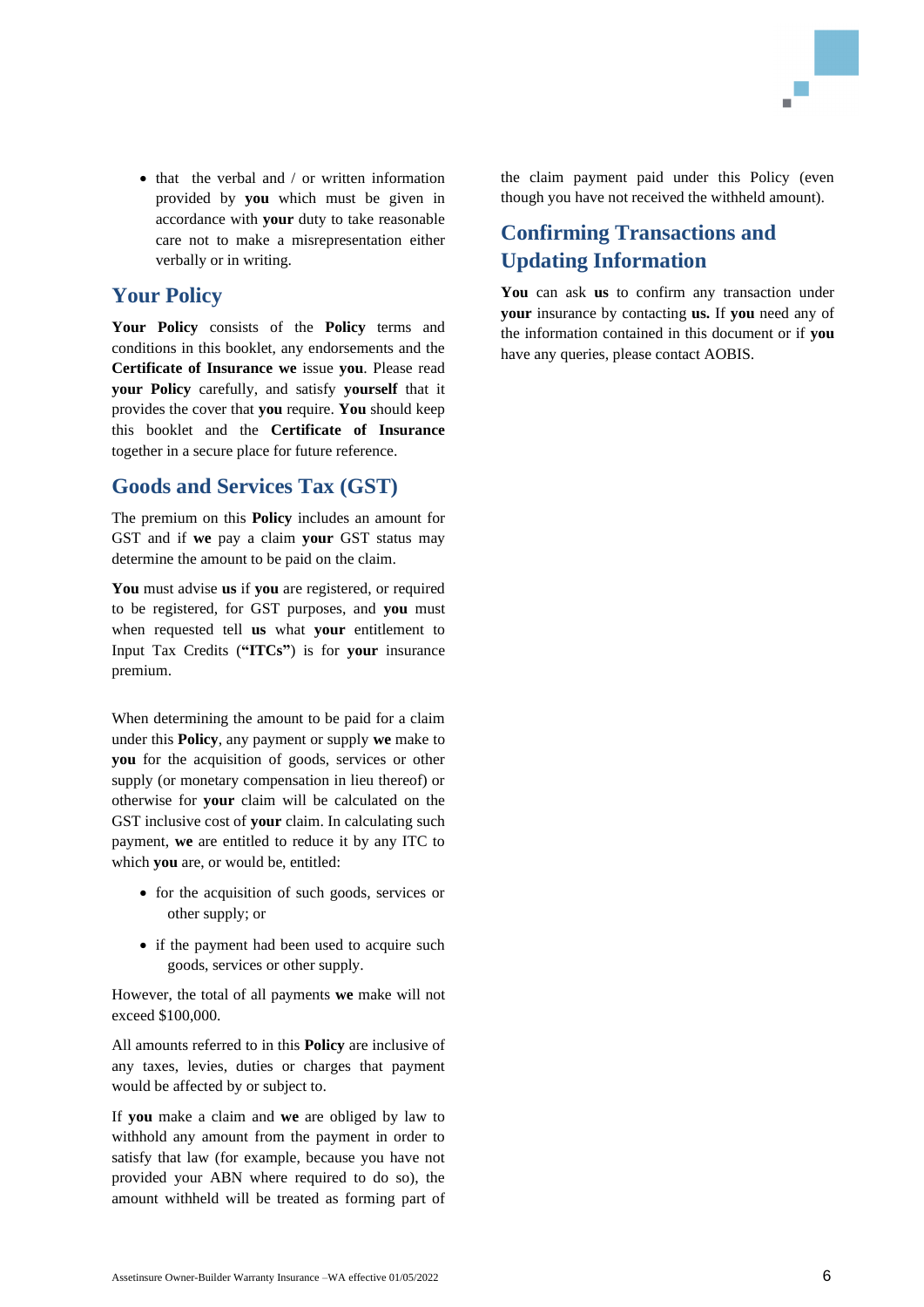- that the verbal and / or written information provided by **you** which must be given in accordance with **your** duty to take reasonable care not to make a misrepresentation either verbally or in writing.

## Your Policy

**Your Policy** consists of the **Policy** terms and conditions in this booklet, any endorsements and the **Certificate of Insurance we** issue **you**. Please read **your Policy** carefully, and satisfy **yourself** that it provides the cover that **you** require. **You** should keep this booklet and the **Certificate of Insurance** together in a secure place for future reference.

## Goods and Services Tax (GST)

The premium on this **Policy** includes an amount for GST and if **we** pay a claim **your** GST status may determine the amount to be paid on the claim.

**You** must advise **us** if **you** are registered, or required to be registered, for GST purposes, and **you** must when requested tell **us** what **your** entitlement to Input Tax Credits (**"ITCs"**) is for **your** insurance premium.

When determining the amount to be paid for a claim under this **Policy**, any payment or supply **we** make to **you** for the acquisition of goods, services or other supply (or monetary compensation in lieu thereof) or otherwise for **your** claim will be calculated on the GST inclusive cost of **your** claim. In calculating such payment, **we** are entitled to reduce it by any ITC to which **you** are, or would be, entitled:

- for the acquisition of such goods, services or other supply; or
- if the payment had been used to acquire such goods, services or other supply.

However, the total of all payments **we** make will not exceed $100,000.

All amounts referred to in this **Policy** are inclusive of any taxes, levies, duties or charges that payment would be affected by or subject to.

If **you** make a claim and **we** are obliged by law to withhold any amount from the payment in order to satisfy that law (for example, because you have not provided your ABN where required to do so), the amount withheld will be treated as forming part of the claim payment paid under this Policy (even though you have not received the withheld amount).

## Confirming Transactions and Updating Information

**You** can ask **us** to confirm any transaction under **your** insurance by contacting **us.** If **you** need any of the information contained in this document or if **you** have any queries, please contact AOBIS.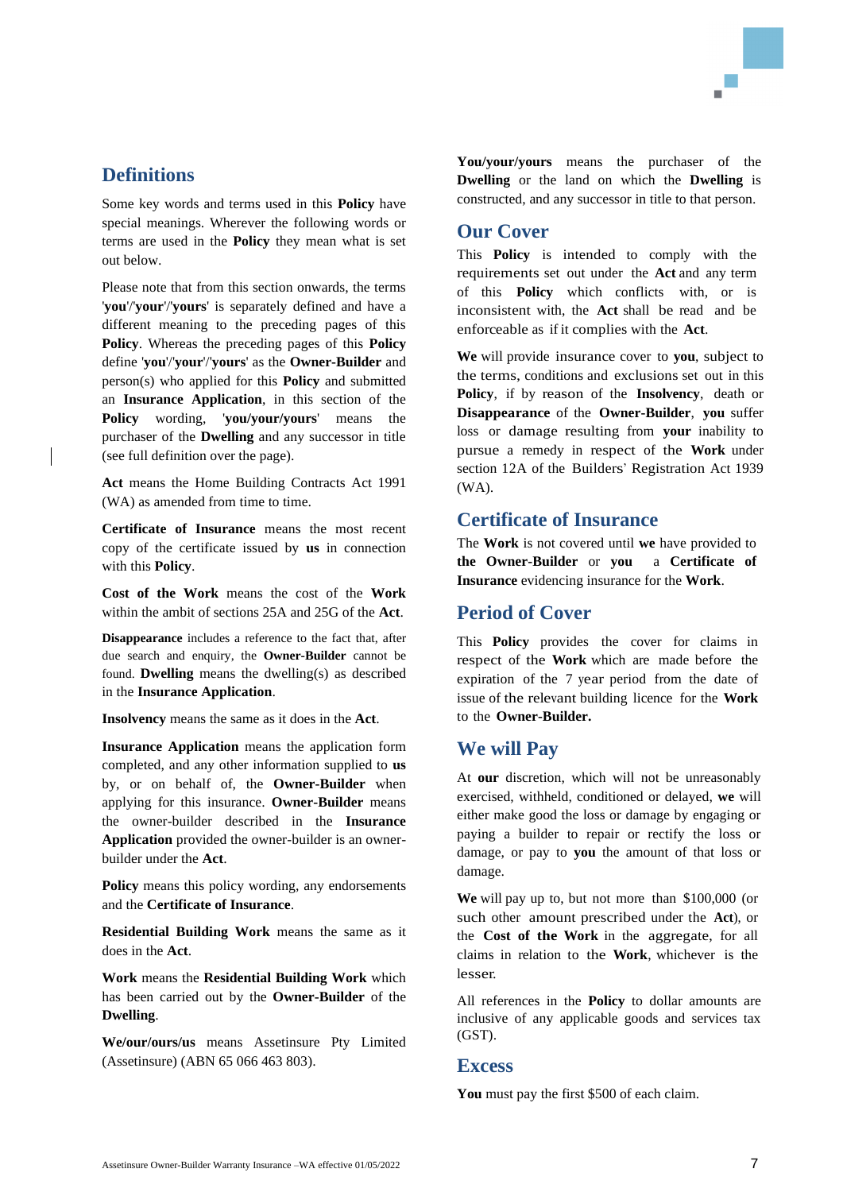## Definitions

Some key words and terms used in this **Policy** have special meanings. Wherever the following words or terms are used in the **Policy** they mean what is set out below.

Please note that from this section onwards, the terms '**you**'/'**your**'/'**yours**' is separately defined and have a different meaning to the preceding pages of this **Policy**. Whereas the preceding pages of this **Policy** define '**you**'/'**your**'/'**yours**' as the **Owner-Builder** and person(s) who applied for this **Policy** and submitted an **Insurance Application**, in this section of the **Policy** wording, '**you/your/yours**' means the purchaser of the **Dwelling** and any successor in title (see full definition over the page).

**Act** means the Home Building Contracts Act 1991 (WA) as amended from time to time.

**Certificate of Insurance** means the most recent copy of the certificate issued by **us** in connection with this **Policy**.

**Cost of the Work** means the cost of the **Work** within the ambit of sections 25A and 25G of the **Act**.

**Disappearance** includes a reference to the fact that, after due search and enquiry, the **Owner-Builder** cannot be found.

**Dwelling** means the dwelling(s) as described in the **Insurance Application**.

**Insolvency** means the same as it does in the **Act**.

**Insurance Application** means the application form completed, and any other information supplied to **us** by, or on behalf of, the **Owner-Builder** when applying for this insurance.

**Owner-Builder** means the owner-builder described in the **Insurance Application** provided the owner-builder is an owner-builder under the **Act**.

**Policy** means this policy wording, any endorsements and the **Certificate of Insurance**.

**Residential Building Work** means the same as it does in the **Act**.

**Work** means the **Residential Building Work** which has been carried out by the **Owner-Builder** of the **Dwelling**.

**We/our/ours/us** means Assetinsure Pty Limited (Assetinsure) (ABN 65 066 463 803).

**You/your/yours** means the purchaser of the **Dwelling** or the land on which the **Dwelling** is constructed, and any successor in title to that person.

## Our Cover

This **Policy** is intended to comply with the requirements set out under the **Act** and any term of this **Policy** which conflicts with, or is inconsistent with, the **Act** shall be read and be enforceable as if it complies with the **Act**.

**We** will provide insurance cover to **you**, subject to the terms, conditions and exclusions set out in this **Policy**, if by reason of the **Insolvency**, death or **Disappearance** of the **Owner-Builder**, **you** suffer loss or damage resulting from **your** inability to pursue a remedy in respect of the **Work** under section 12A of the Builders' Registration Act 1939 (WA).

## Certificate of Insurance

The **Work** is not covered until **we** have provided to **the Owner-Builder** or **you** a **Certificate of Insurance** evidencing insurance for the **Work**.

## Period of Cover

This **Policy** provides the cover for claims in respect of the **Work** which are made before the expiration of the 7 year period from the date of issue of the relevant building licence for the **Work** to the **Owner-Builder.**

## We will Pay

At **our** discretion, which will not be unreasonably exercised, withheld, conditioned or delayed, **we** will either make good the loss or damage by engaging or paying a builder to repair or rectify the loss or damage, or pay to **you** the amount of that loss or damage.

**We** will pay up to, but not more than $100,000 (or such other amount prescribed under the **Act**), or the **Cost of the Work** in the aggregate, for all claims in relation to the **Work**, whichever is the lesser.

All references in the **Policy** to dollar amounts are inclusive of any applicable goods and services tax (GST).

## Excess

**You** must pay the first $500 of each claim.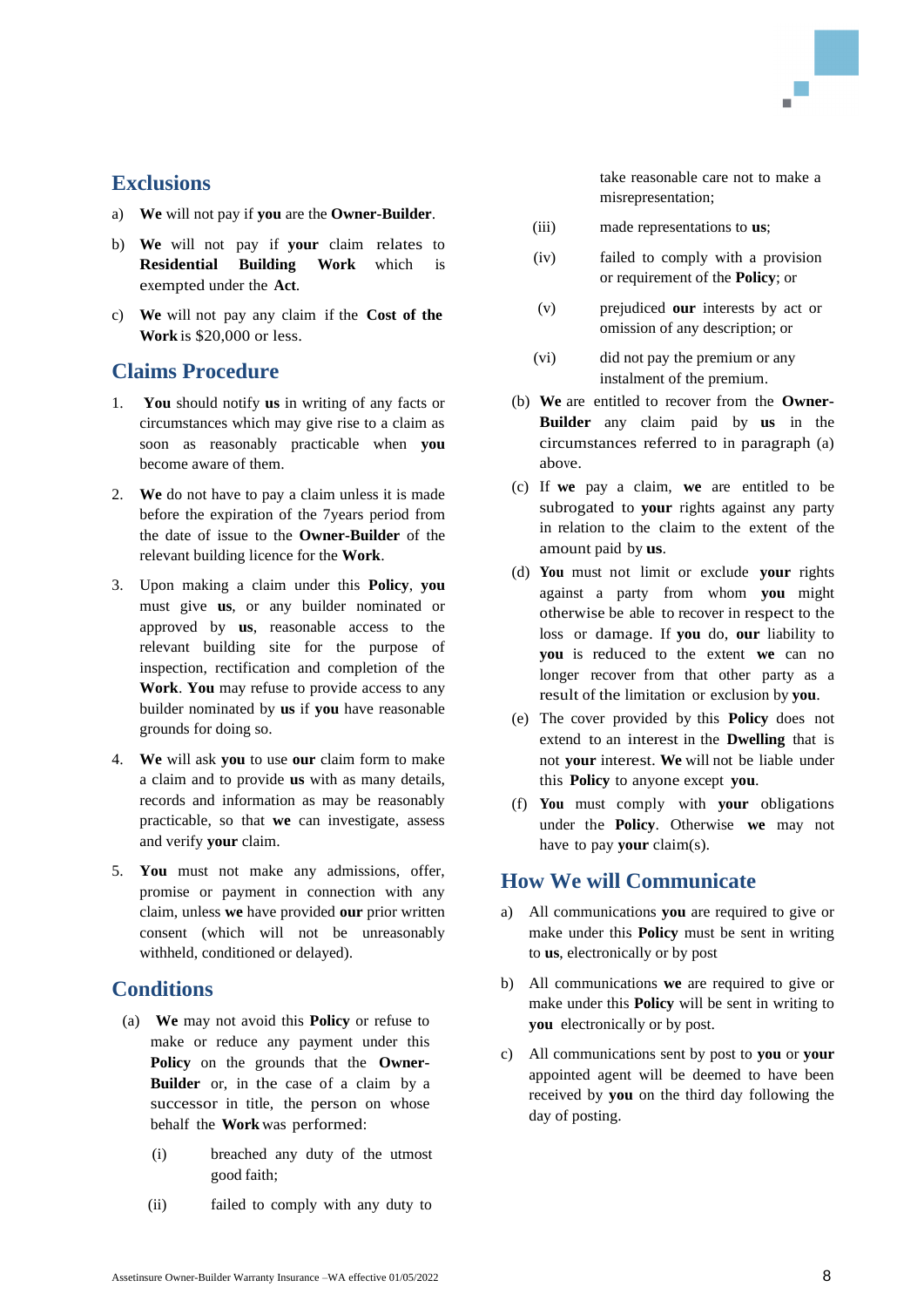## Exclusions

a) **We** will not pay if **you** are the **Owner-Builder**.

b) **We** will not pay if **your** claim relates to **Residential Building Work** which is exempted under the **Act**.

c) **We** will not pay any claim if the **Cost of the Work** is $20,000 or less.

## Claims Procedure

1. **You** should notify **us** in writing of any facts or circumstances which may give rise to a claim as soon as reasonably practicable when **you** become aware of them.

2. **We** do not have to pay a claim unless it is made before the expiration of the 7years period from the date of issue to the **Owner-Builder** of the relevant building licence for the **Work**.

3. Upon making a claim under this **Policy**, **you** must give **us**, or any builder nominated or approved by **us**, reasonable access to the relevant building site for the purpose of inspection, rectification and completion of the **Work**. **You** may refuse to provide access to any builder nominated by **us** if **you** have reasonable grounds for doing so.

4. **We** will ask **you** to use **our** claim form to make a claim and to provide **us** with as many details, records and information as may be reasonably practicable, so that **we** can investigate, assess and verify **your** claim.

5. **You** must not make any admissions, offer, promise or payment in connection with any claim, unless **we** have provided **our** prior written consent (which will not be unreasonably withheld, conditioned or delayed).

## Conditions

(a) **We** may not avoid this **Policy** or refuse to make or reduce any payment under this **Policy** on the grounds that the **Owner-Builder** or, in the case of a claim by a successor in title, the person on whose behalf the **Work** was performed:

  (i) breached any duty of the utmost good faith;

  (ii) failed to comply with any duty to take reasonable care not to make a misrepresentation;

  (iii) made representations to **us**;

  (iv) failed to comply with a provision or requirement of the **Policy**; or

  (v) prejudiced **our** interests by act or omission of any description; or

  (vi) did not pay the premium or any instalment of the premium.

(b) **We** are entitled to recover from the **Owner-Builder** any claim paid by **us** in the circumstances referred to in paragraph (a) above.

(c) If **we** pay a claim, **we** are entitled to be subrogated to **your** rights against any party in relation to the claim to the extent of the amount paid by **us**.

(d) **You** must not limit or exclude **your** rights against a party from whom **you** might otherwise be able to recover in respect to the loss or damage. If **you** do, **our** liability to **you** is reduced to the extent **we** can no longer recover from that other party as a result of the limitation or exclusion by **you**.

(e) The cover provided by this **Policy** does not extend to an interest in the **Dwelling** that is not **your** interest. **We** will not be liable under this **Policy** to anyone except **you**.

(f) **You** must comply with **your** obligations under the **Policy**. Otherwise **we** may not have to pay **your** claim(s).

## How We will Communicate

a) All communications **you** are required to give or make under this **Policy** must be sent in writing to **us**, electronically or by post

b) All communications **we** are required to give or make under this **Policy** will be sent in writing to **you** electronically or by post.

c) All communications sent by post to **you** or **your** appointed agent will be deemed to have been received by **you** on the third day following the day of posting.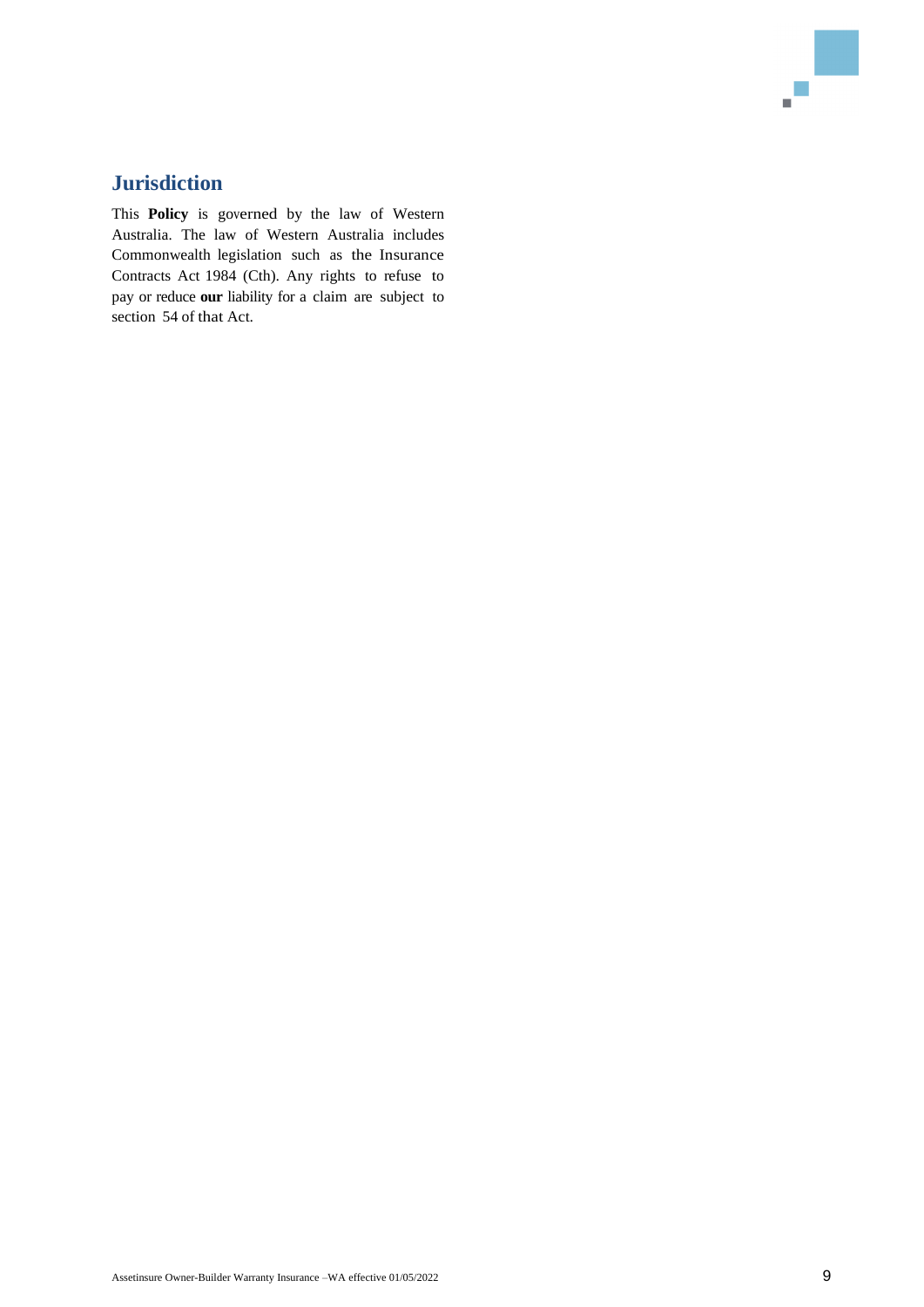## Jurisdiction

This **Policy** is governed by the law of Western Australia. The law of Western Australia includes Commonwealth legislation such as the Insurance Contracts Act 1984 (Cth). Any rights to refuse to pay or reduce **our** liability for a claim are subject to section 54 of that Act.